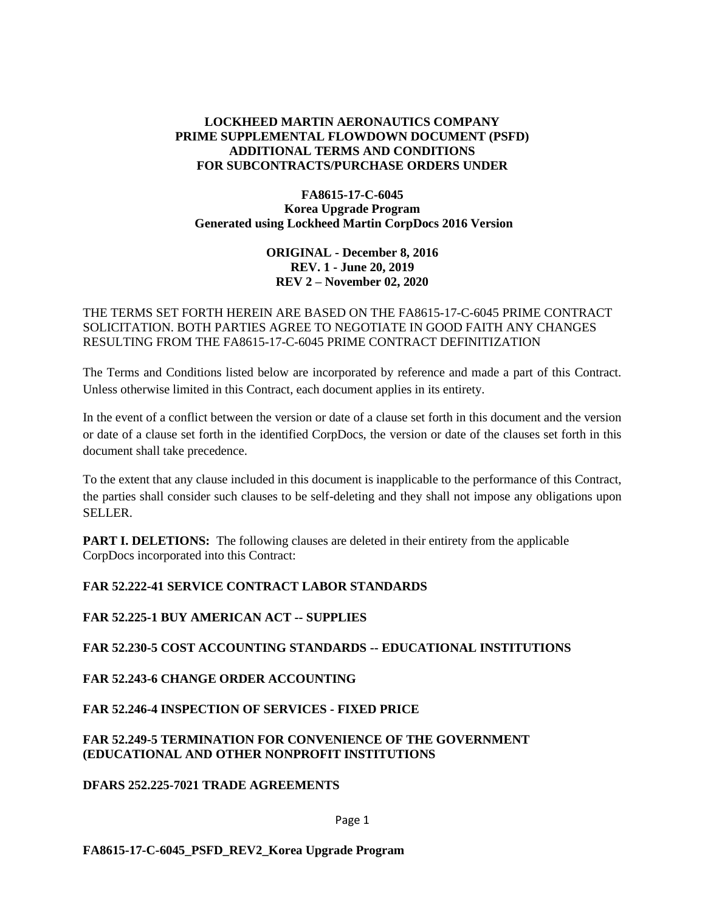**LOCKHEED MARTIN AERONAUTICS COMPANY**
**PRIME SUPPLEMENTAL FLOWDOWN DOCUMENT (PSFD)**
**ADDITIONAL TERMS AND CONDITIONS**
**FOR SUBCONTRACTS/PURCHASE ORDERS UNDER**

**FA8615-17-C-6045**
**Korea Upgrade Program**
**Generated using Lockheed Martin CorpDocs 2016 Version**

**ORIGINAL - December 8, 2016**
**REV. 1 - June 20, 2019**
**REV 2 – November 02, 2020**

THE TERMS SET FORTH HEREIN ARE BASED ON THE FA8615-17-C-6045 PRIME CONTRACT SOLICITATION. BOTH PARTIES AGREE TO NEGOTIATE IN GOOD FAITH ANY CHANGES RESULTING FROM THE FA8615-17-C-6045 PRIME CONTRACT DEFINITIZATION

The Terms and Conditions listed below are incorporated by reference and made a part of this Contract. Unless otherwise limited in this Contract, each document applies in its entirety.

In the event of a conflict between the version or date of a clause set forth in this document and the version or date of a clause set forth in the identified CorpDocs, the version or date of the clauses set forth in this document shall take precedence.

To the extent that any clause included in this document is inapplicable to the performance of this Contract, the parties shall consider such clauses to be self-deleting and they shall not impose any obligations upon SELLER.

**PART I. DELETIONS:** The following clauses are deleted in their entirety from the applicable CorpDocs incorporated into this Contract:

**FAR 52.222-41 SERVICE CONTRACT LABOR STANDARDS**

**FAR 52.225-1 BUY AMERICAN ACT -- SUPPLIES**

**FAR 52.230-5 COST ACCOUNTING STANDARDS -- EDUCATIONAL INSTITUTIONS**

**FAR 52.243-6 CHANGE ORDER ACCOUNTING**

**FAR 52.246-4 INSPECTION OF SERVICES - FIXED PRICE**

**FAR 52.249-5 TERMINATION FOR CONVENIENCE OF THE GOVERNMENT (EDUCATIONAL AND OTHER NONPROFIT INSTITUTIONS**

**DFARS 252.225-7021 TRADE AGREEMENTS**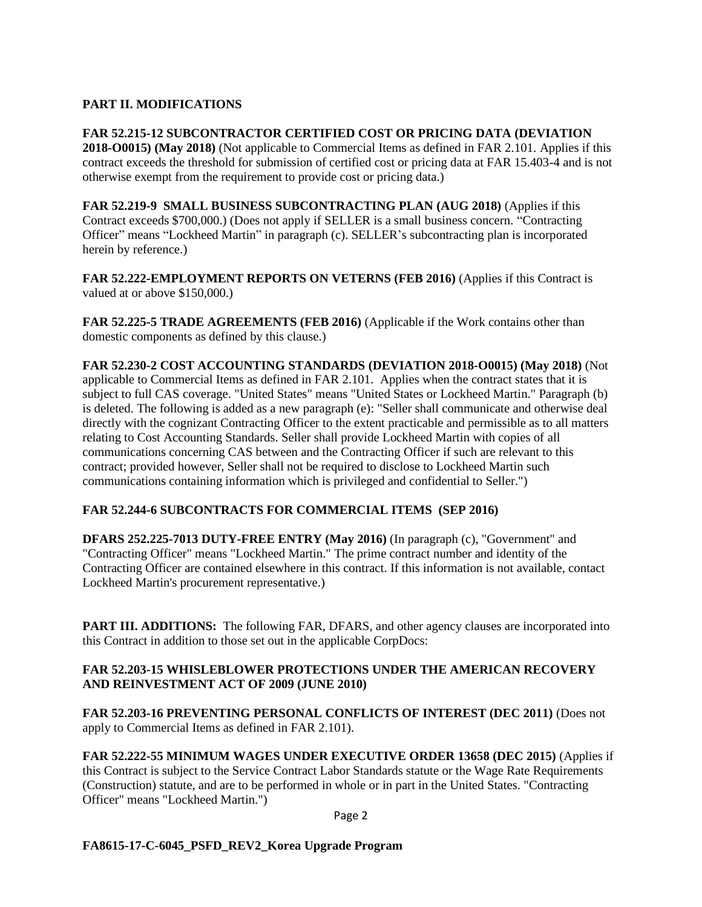**PART II. MODIFICATIONS**

**FAR 52.215-12 SUBCONTRACTOR CERTIFIED COST OR PRICING DATA (DEVIATION 2018-O0015) (May 2018)** (Not applicable to Commercial Items as defined in FAR 2.101. Applies if this contract exceeds the threshold for submission of certified cost or pricing data at FAR 15.403-4 and is not otherwise exempt from the requirement to provide cost or pricing data.)

**FAR 52.219-9 SMALL BUSINESS SUBCONTRACTING PLAN (AUG 2018)** (Applies if this Contract exceeds $700,000.) (Does not apply if SELLER is a small business concern. "Contracting Officer" means "Lockheed Martin" in paragraph (c). SELLER's subcontracting plan is incorporated herein by reference.)

**FAR 52.222-EMPLOYMENT REPORTS ON VETERNS (FEB 2016)** (Applies if this Contract is valued at or above $150,000.)

**FAR 52.225-5 TRADE AGREEMENTS (FEB 2016)** (Applicable if the Work contains other than domestic components as defined by this clause.)

**FAR 52.230-2 COST ACCOUNTING STANDARDS (DEVIATION 2018-O0015) (May 2018)** (Not applicable to Commercial Items as defined in FAR 2.101. Applies when the contract states that it is subject to full CAS coverage. "United States" means "United States or Lockheed Martin." Paragraph (b) is deleted. The following is added as a new paragraph (e): "Seller shall communicate and otherwise deal directly with the cognizant Contracting Officer to the extent practicable and permissible as to all matters relating to Cost Accounting Standards. Seller shall provide Lockheed Martin with copies of all communications concerning CAS between and the Contracting Officer if such are relevant to this contract; provided however, Seller shall not be required to disclose to Lockheed Martin such communications containing information which is privileged and confidential to Seller.")

**FAR 52.244-6 SUBCONTRACTS FOR COMMERCIAL ITEMS (SEP 2016)**

**DFARS 252.225-7013 DUTY-FREE ENTRY (May 2016)** (In paragraph (c), "Government" and "Contracting Officer" means "Lockheed Martin." The prime contract number and identity of the Contracting Officer are contained elsewhere in this contract. If this information is not available, contact Lockheed Martin's procurement representative.)

**PART III. ADDITIONS:** The following FAR, DFARS, and other agency clauses are incorporated into this Contract in addition to those set out in the applicable CorpDocs:

**FAR 52.203-15 WHISLEBLOWER PROTECTIONS UNDER THE AMERICAN RECOVERY AND REINVESTMENT ACT OF 2009 (JUNE 2010)**

**FAR 52.203-16 PREVENTING PERSONAL CONFLICTS OF INTEREST (DEC 2011)** (Does not apply to Commercial Items as defined in FAR 2.101).

**FAR 52.222-55 MINIMUM WAGES UNDER EXECUTIVE ORDER 13658 (DEC 2015)** (Applies if this Contract is subject to the Service Contract Labor Standards statute or the Wage Rate Requirements (Construction) statute, and are to be performed in whole or in part in the United States. "Contracting Officer" means "Lockheed Martin.")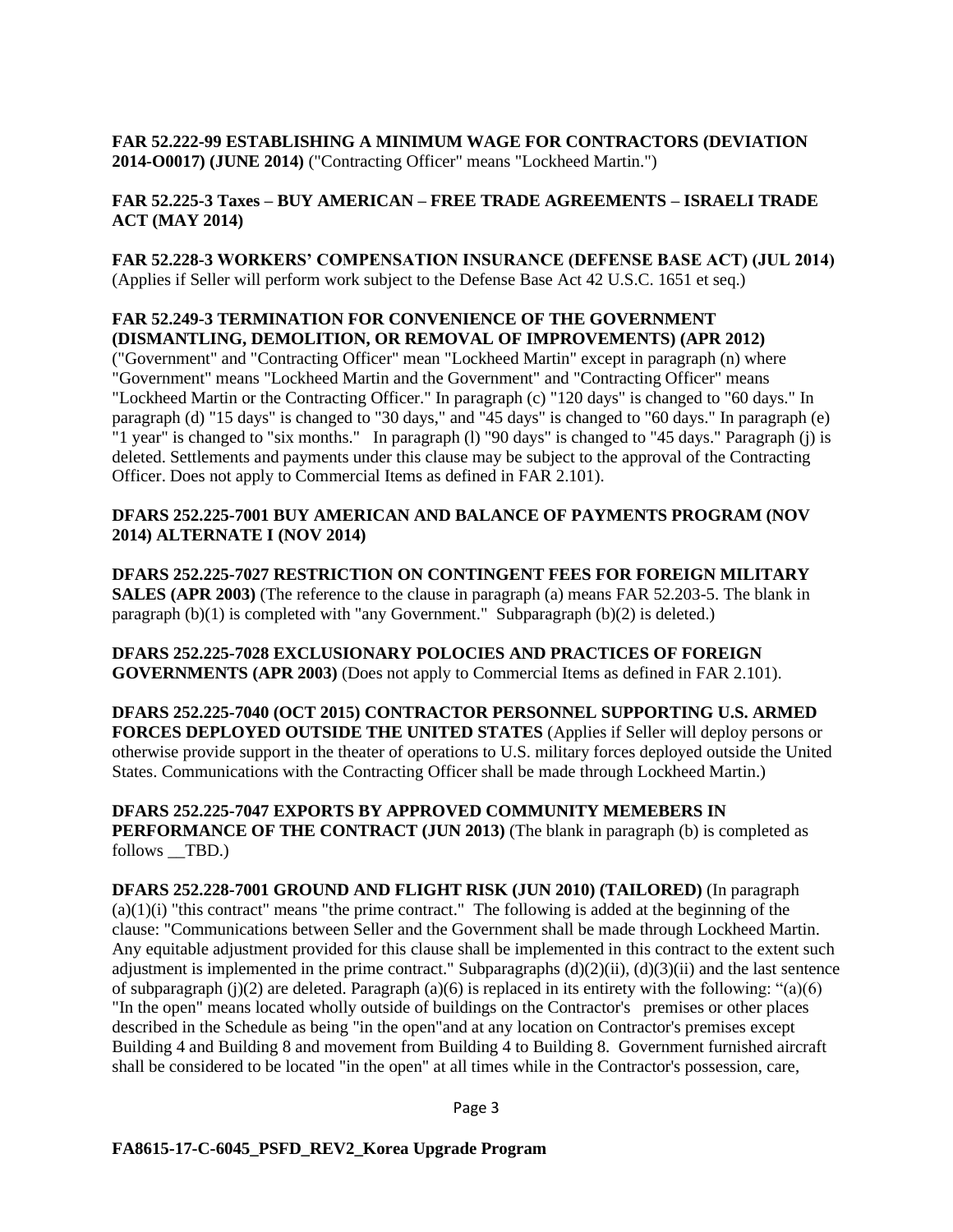**FAR 52.222-99 ESTABLISHING A MINIMUM WAGE FOR CONTRACTORS (DEVIATION 2014-O0017) (JUNE 2014)** ("Contracting Officer" means "Lockheed Martin.")

**FAR 52.225-3 Taxes – BUY AMERICAN – FREE TRADE AGREEMENTS – ISRAELI TRADE ACT (MAY 2014)**

**FAR 52.228-3 WORKERS' COMPENSATION INSURANCE (DEFENSE BASE ACT) (JUL 2014)** (Applies if Seller will perform work subject to the Defense Base Act 42 U.S.C. 1651 et seq.)

**FAR 52.249-3 TERMINATION FOR CONVENIENCE OF THE GOVERNMENT (DISMANTLING, DEMOLITION, OR REMOVAL OF IMPROVEMENTS) (APR 2012)** ("Government" and "Contracting Officer" mean "Lockheed Martin" except in paragraph (n) where "Government" means "Lockheed Martin and the Government" and "Contracting Officer" means "Lockheed Martin or the Contracting Officer." In paragraph (c) "120 days" is changed to "60 days." In paragraph (d) "15 days" is changed to "30 days," and "45 days" is changed to "60 days." In paragraph (e) "1 year" is changed to "six months." In paragraph (l) "90 days" is changed to "45 days." Paragraph (j) is deleted. Settlements and payments under this clause may be subject to the approval of the Contracting Officer. Does not apply to Commercial Items as defined in FAR 2.101).

**DFARS 252.225-7001 BUY AMERICAN AND BALANCE OF PAYMENTS PROGRAM (NOV 2014) ALTERNATE I (NOV 2014)**

**DFARS 252.225-7027 RESTRICTION ON CONTINGENT FEES FOR FOREIGN MILITARY SALES (APR 2003)** (The reference to the clause in paragraph (a) means FAR 52.203-5. The blank in paragraph (b)(1) is completed with "any Government." Subparagraph (b)(2) is deleted.)

**DFARS 252.225-7028 EXCLUSIONARY POLOCIES AND PRACTICES OF FOREIGN GOVERNMENTS (APR 2003)** (Does not apply to Commercial Items as defined in FAR 2.101).

**DFARS 252.225-7040 (OCT 2015) CONTRACTOR PERSONNEL SUPPORTING U.S. ARMED FORCES DEPLOYED OUTSIDE THE UNITED STATES** (Applies if Seller will deploy persons or otherwise provide support in the theater of operations to U.S. military forces deployed outside the United States. Communications with the Contracting Officer shall be made through Lockheed Martin.)

**DFARS 252.225-7047 EXPORTS BY APPROVED COMMUNITY MEMEBERS IN PERFORMANCE OF THE CONTRACT (JUN 2013)** (The blank in paragraph (b) is completed as follows __TBD.)

**DFARS 252.228-7001 GROUND AND FLIGHT RISK (JUN 2010) (TAILORED)** (In paragraph (a)(1)(i) "this contract" means "the prime contract." The following is added at the beginning of the clause: "Communications between Seller and the Government shall be made through Lockheed Martin. Any equitable adjustment provided for this clause shall be implemented in this contract to the extent such adjustment is implemented in the prime contract." Subparagraphs (d)(2)(ii), (d)(3)(ii) and the last sentence of subparagraph (j)(2) are deleted. Paragraph (a)(6) is replaced in its entirety with the following: "(a)(6) "In the open" means located wholly outside of buildings on the Contractor's premises or other places described in the Schedule as being "in the open"and at any location on Contractor's premises except Building 4 and Building 8 and movement from Building 4 to Building 8. Government furnished aircraft shall be considered to be located "in the open" at all times while in the Contractor's possession, care,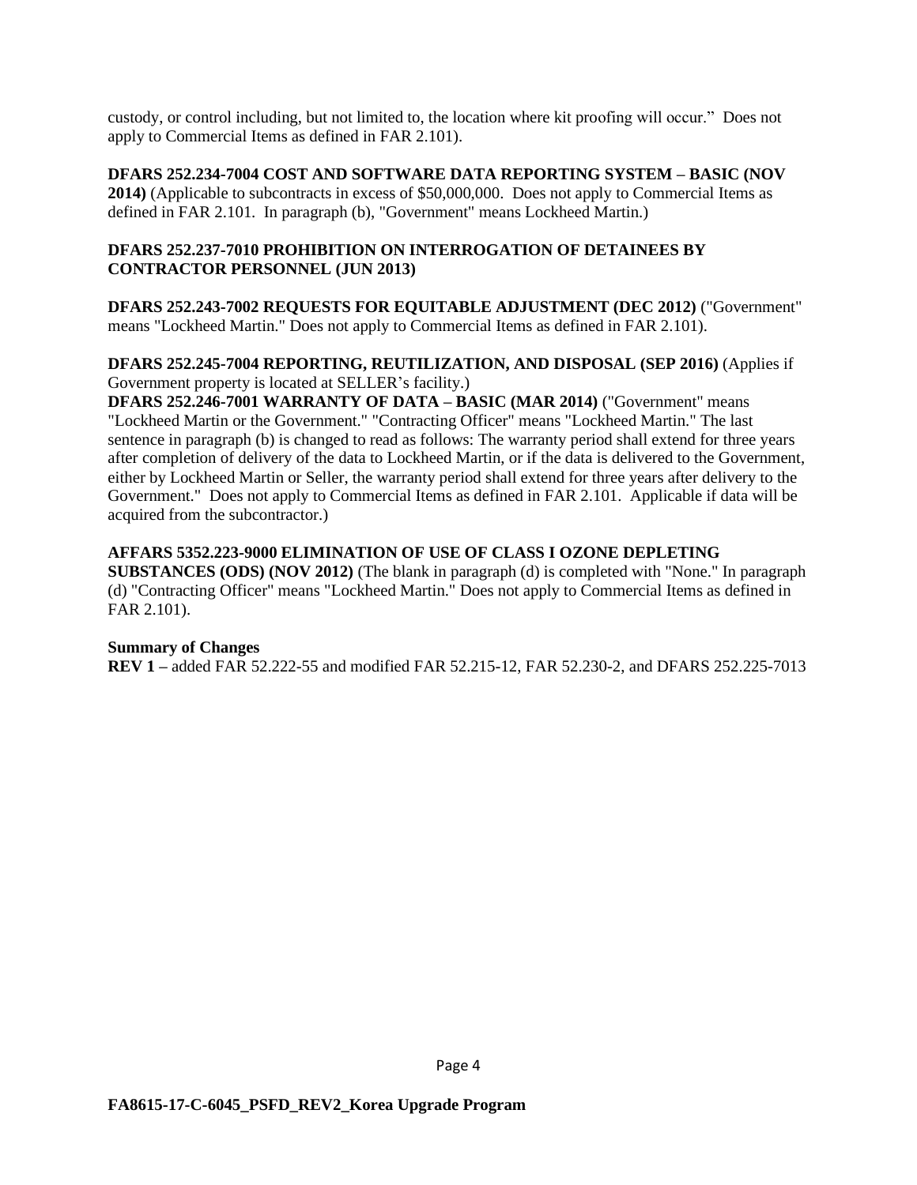custody, or control including, but not limited to, the location where kit proofing will occur." Does not apply to Commercial Items as defined in FAR 2.101).

**DFARS 252.234-7004 COST AND SOFTWARE DATA REPORTING SYSTEM – BASIC (NOV 2014)** (Applicable to subcontracts in excess of $50,000,000. Does not apply to Commercial Items as defined in FAR 2.101. In paragraph (b), "Government" means Lockheed Martin.)

**DFARS 252.237-7010 PROHIBITION ON INTERROGATION OF DETAINEES BY CONTRACTOR PERSONNEL (JUN 2013)**

**DFARS 252.243-7002 REQUESTS FOR EQUITABLE ADJUSTMENT (DEC 2012)** ("Government" means "Lockheed Martin." Does not apply to Commercial Items as defined in FAR 2.101).

**DFARS 252.245-7004 REPORTING, REUTILIZATION, AND DISPOSAL (SEP 2016)** (Applies if Government property is located at SELLER's facility.)

**DFARS 252.246-7001 WARRANTY OF DATA – BASIC (MAR 2014)** ("Government" means "Lockheed Martin or the Government." "Contracting Officer" means "Lockheed Martin." The last sentence in paragraph (b) is changed to read as follows: The warranty period shall extend for three years after completion of delivery of the data to Lockheed Martin, or if the data is delivered to the Government, either by Lockheed Martin or Seller, the warranty period shall extend for three years after delivery to the Government." Does not apply to Commercial Items as defined in FAR 2.101. Applicable if data will be acquired from the subcontractor.)

**AFFARS 5352.223-9000 ELIMINATION OF USE OF CLASS I OZONE DEPLETING SUBSTANCES (ODS) (NOV 2012)** (The blank in paragraph (d) is completed with "None." In paragraph (d) "Contracting Officer" means "Lockheed Martin." Does not apply to Commercial Items as defined in FAR 2.101).

**Summary of Changes**

**REV 1 –** added FAR 52.222-55 and modified FAR 52.215-12, FAR 52.230-2, and DFARS 252.225-7013